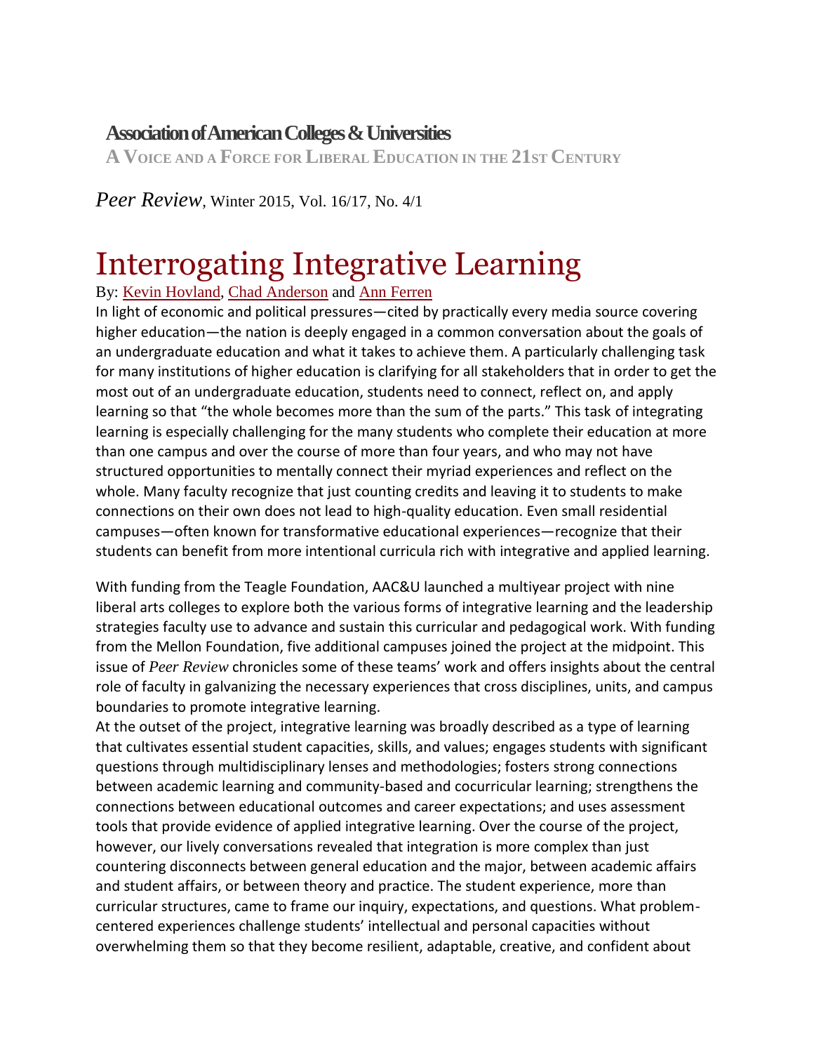**Association of American Colleges & Universities**

**A VOICE AND A FORCE FOR LIBERAL EDUCATION IN THE 21ST CENTURY**

*Peer Review*, Winter 2015, Vol. 16/17, No. 4/1

# Interrogating Integrative Learning

By: Kevin Hovland, Chad Anderson and Ann Ferren

In light of economic and political pressures—cited by practically every media source covering higher education—the nation is deeply engaged in a common conversation about the goals of an undergraduate education and what it takes to achieve them. A particularly challenging task for many institutions of higher education is clarifying for all stakeholders that in order to get the most out of an undergraduate education, students need to connect, reflect on, and apply learning so that "the whole becomes more than the sum of the parts." This task of integrating learning is especially challenging for the many students who complete their education at more than one campus and over the course of more than four years, and who may not have structured opportunities to mentally connect their myriad experiences and reflect on the whole. Many faculty recognize that just counting credits and leaving it to students to make connections on their own does not lead to high-quality education. Even small residential campuses—often known for transformative educational experiences—recognize that their students can benefit from more intentional curricula rich with integrative and applied learning.

With funding from the Teagle Foundation, AAC&U launched a multiyear project with nine liberal arts colleges to explore both the various forms of integrative learning and the leadership strategies faculty use to advance and sustain this curricular and pedagogical work. With funding from the Mellon Foundation, five additional campuses joined the project at the midpoint. This issue of *Peer Review* chronicles some of these teams' work and offers insights about the central role of faculty in galvanizing the necessary experiences that cross disciplines, units, and campus boundaries to promote integrative learning.

At the outset of the project, integrative learning was broadly described as a type of learning that cultivates essential student capacities, skills, and values; engages students with significant questions through multidisciplinary lenses and methodologies; fosters strong connections between academic learning and community-based and cocurricular learning; strengthens the connections between educational outcomes and career expectations; and uses assessment tools that provide evidence of applied integrative learning. Over the course of the project, however, our lively conversations revealed that integration is more complex than just countering disconnects between general education and the major, between academic affairs and student affairs, or between theory and practice. The student experience, more than curricular structures, came to frame our inquiry, expectations, and questions. What problem-centered experiences challenge students' intellectual and personal capacities without overwhelming them so that they become resilient, adaptable, creative, and confident about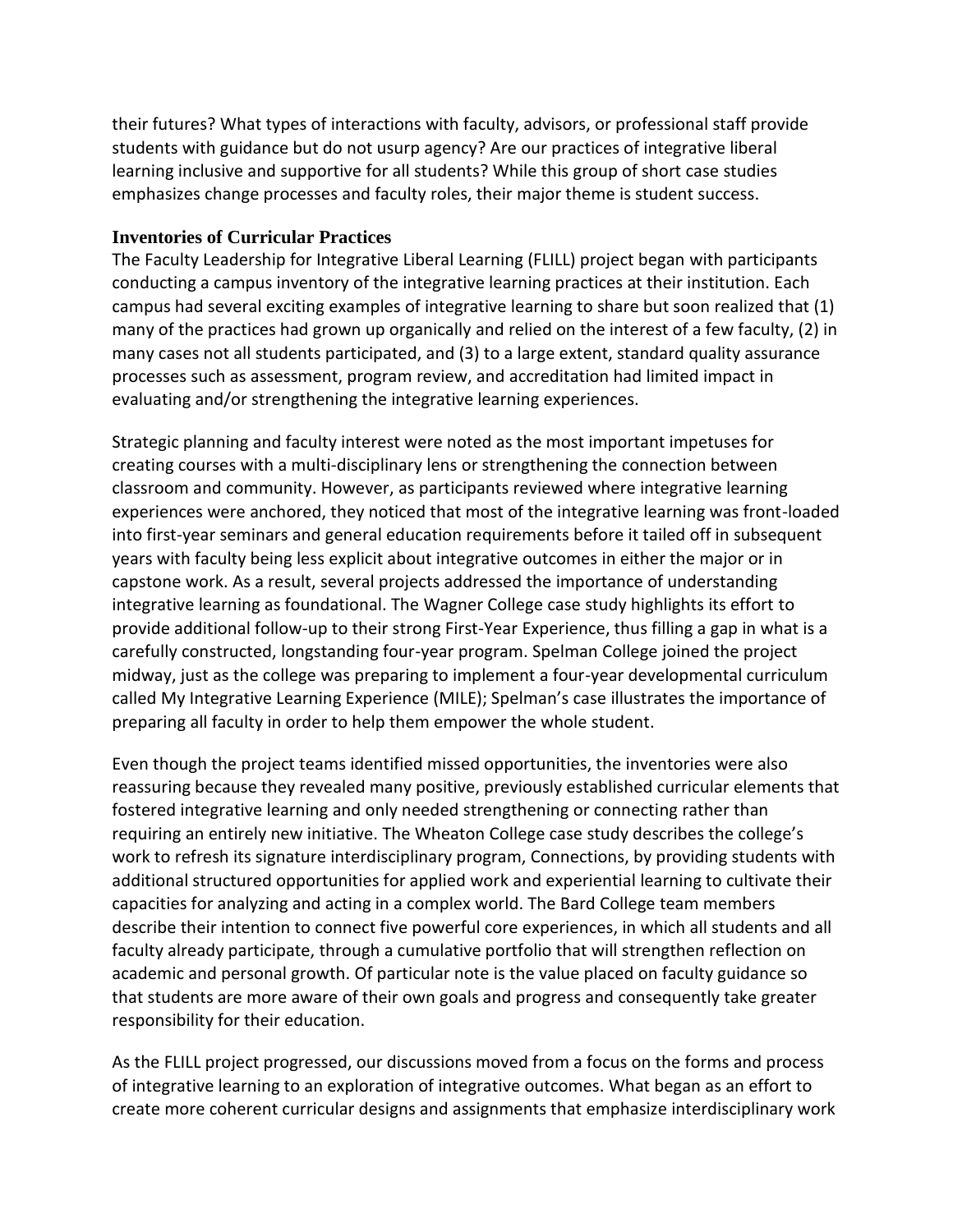their futures? What types of interactions with faculty, advisors, or professional staff provide students with guidance but do not usurp agency? Are our practices of integrative liberal learning inclusive and supportive for all students? While this group of short case studies emphasizes change processes and faculty roles, their major theme is student success.

### Inventories of Curricular Practices

The Faculty Leadership for Integrative Liberal Learning (FLILL) project began with participants conducting a campus inventory of the integrative learning practices at their institution. Each campus had several exciting examples of integrative learning to share but soon realized that (1) many of the practices had grown up organically and relied on the interest of a few faculty, (2) in many cases not all students participated, and (3) to a large extent, standard quality assurance processes such as assessment, program review, and accreditation had limited impact in evaluating and/or strengthening the integrative learning experiences.

Strategic planning and faculty interest were noted as the most important impetuses for creating courses with a multi-disciplinary lens or strengthening the connection between classroom and community. However, as participants reviewed where integrative learning experiences were anchored, they noticed that most of the integrative learning was front-loaded into first-year seminars and general education requirements before it tailed off in subsequent years with faculty being less explicit about integrative outcomes in either the major or in capstone work. As a result, several projects addressed the importance of understanding integrative learning as foundational. The Wagner College case study highlights its effort to provide additional follow-up to their strong First-Year Experience, thus filling a gap in what is a carefully constructed, longstanding four-year program. Spelman College joined the project midway, just as the college was preparing to implement a four-year developmental curriculum called My Integrative Learning Experience (MILE); Spelman's case illustrates the importance of preparing all faculty in order to help them empower the whole student.

Even though the project teams identified missed opportunities, the inventories were also reassuring because they revealed many positive, previously established curricular elements that fostered integrative learning and only needed strengthening or connecting rather than requiring an entirely new initiative. The Wheaton College case study describes the college's work to refresh its signature interdisciplinary program, Connections, by providing students with additional structured opportunities for applied work and experiential learning to cultivate their capacities for analyzing and acting in a complex world. The Bard College team members describe their intention to connect five powerful core experiences, in which all students and all faculty already participate, through a cumulative portfolio that will strengthen reflection on academic and personal growth. Of particular note is the value placed on faculty guidance so that students are more aware of their own goals and progress and consequently take greater responsibility for their education.

As the FLILL project progressed, our discussions moved from a focus on the forms and process of integrative learning to an exploration of integrative outcomes. What began as an effort to create more coherent curricular designs and assignments that emphasize interdisciplinary work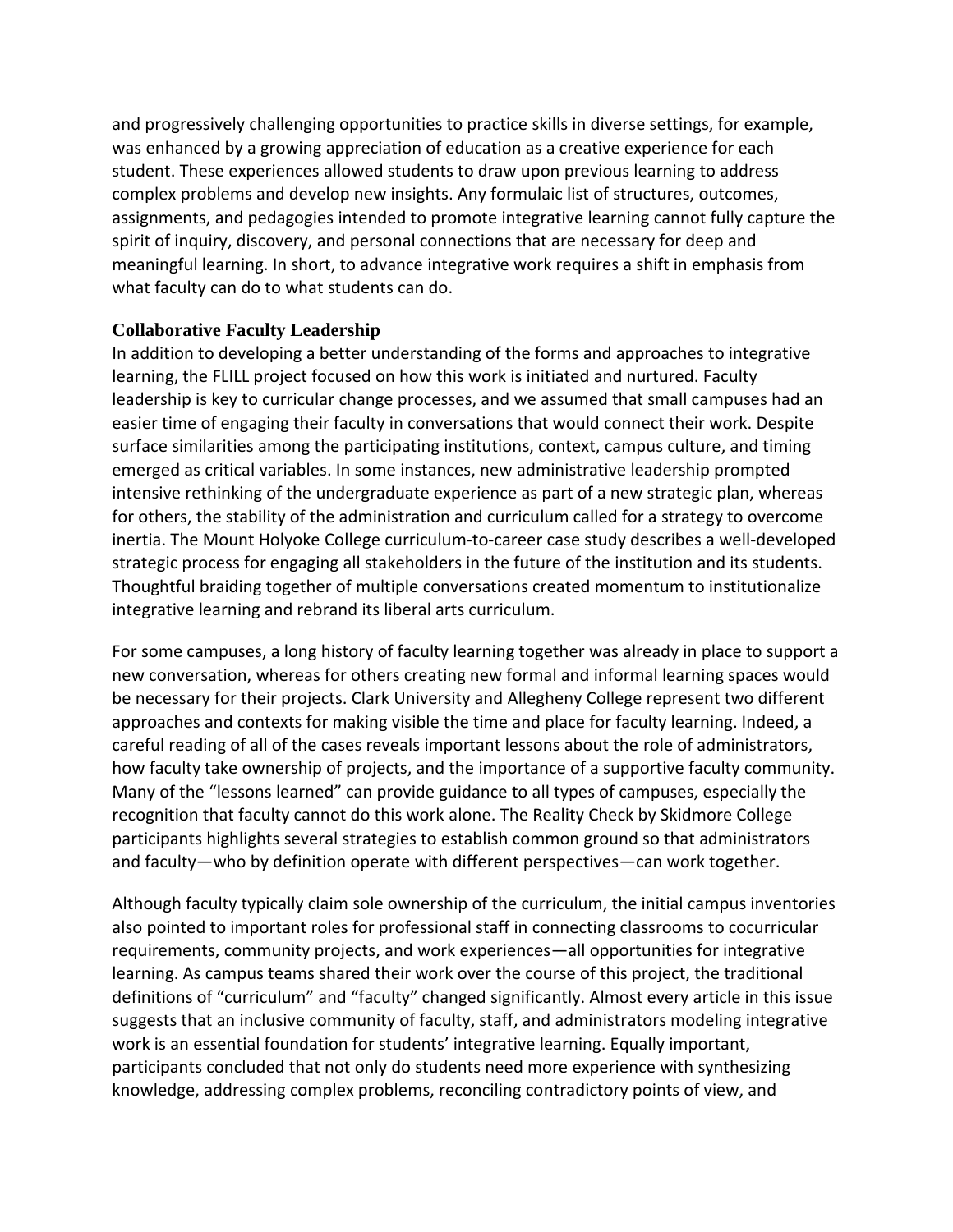and progressively challenging opportunities to practice skills in diverse settings, for example, was enhanced by a growing appreciation of education as a creative experience for each student. These experiences allowed students to draw upon previous learning to address complex problems and develop new insights. Any formulaic list of structures, outcomes, assignments, and pedagogies intended to promote integrative learning cannot fully capture the spirit of inquiry, discovery, and personal connections that are necessary for deep and meaningful learning. In short, to advance integrative work requires a shift in emphasis from what faculty can do to what students can do.

### Collaborative Faculty Leadership

In addition to developing a better understanding of the forms and approaches to integrative learning, the FLILL project focused on how this work is initiated and nurtured. Faculty leadership is key to curricular change processes, and we assumed that small campuses had an easier time of engaging their faculty in conversations that would connect their work. Despite surface similarities among the participating institutions, context, campus culture, and timing emerged as critical variables. In some instances, new administrative leadership prompted intensive rethinking of the undergraduate experience as part of a new strategic plan, whereas for others, the stability of the administration and curriculum called for a strategy to overcome inertia. The Mount Holyoke College curriculum-to-career case study describes a well-developed strategic process for engaging all stakeholders in the future of the institution and its students. Thoughtful braiding together of multiple conversations created momentum to institutionalize integrative learning and rebrand its liberal arts curriculum.

For some campuses, a long history of faculty learning together was already in place to support a new conversation, whereas for others creating new formal and informal learning spaces would be necessary for their projects. Clark University and Allegheny College represent two different approaches and contexts for making visible the time and place for faculty learning. Indeed, a careful reading of all of the cases reveals important lessons about the role of administrators, how faculty take ownership of projects, and the importance of a supportive faculty community. Many of the "lessons learned" can provide guidance to all types of campuses, especially the recognition that faculty cannot do this work alone. The Reality Check by Skidmore College participants highlights several strategies to establish common ground so that administrators and faculty—who by definition operate with different perspectives—can work together.

Although faculty typically claim sole ownership of the curriculum, the initial campus inventories also pointed to important roles for professional staff in connecting classrooms to cocurricular requirements, community projects, and work experiences—all opportunities for integrative learning. As campus teams shared their work over the course of this project, the traditional definitions of "curriculum" and "faculty" changed significantly. Almost every article in this issue suggests that an inclusive community of faculty, staff, and administrators modeling integrative work is an essential foundation for students' integrative learning. Equally important, participants concluded that not only do students need more experience with synthesizing knowledge, addressing complex problems, reconciling contradictory points of view, and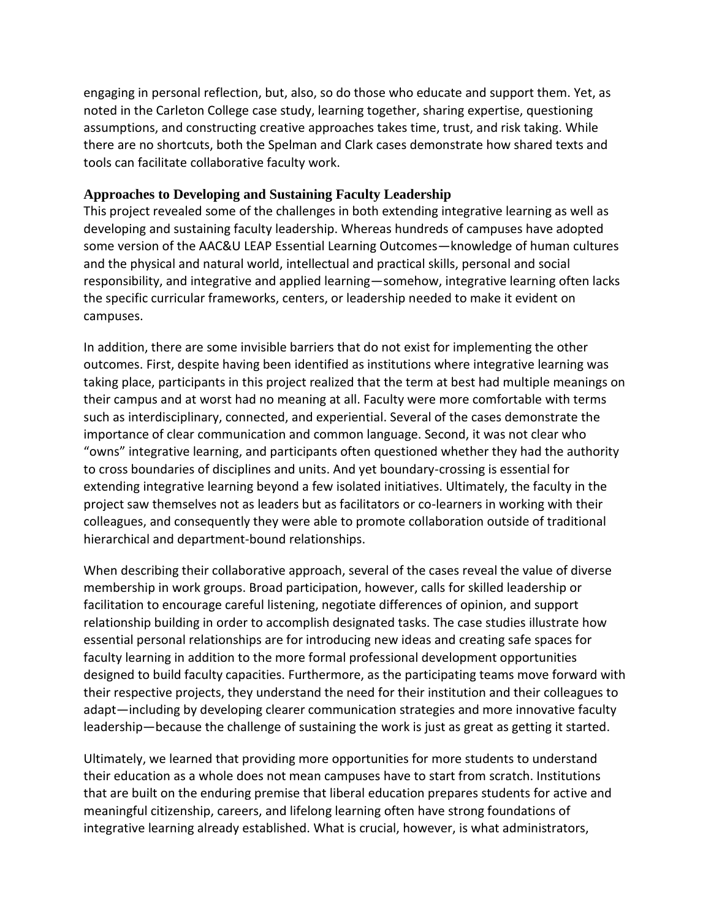engaging in personal reflection, but, also, so do those who educate and support them. Yet, as noted in the Carleton College case study, learning together, sharing expertise, questioning assumptions, and constructing creative approaches takes time, trust, and risk taking. While there are no shortcuts, both the Spelman and Clark cases demonstrate how shared texts and tools can facilitate collaborative faculty work.

### Approaches to Developing and Sustaining Faculty Leadership

This project revealed some of the challenges in both extending integrative learning as well as developing and sustaining faculty leadership. Whereas hundreds of campuses have adopted some version of the AAC&U LEAP Essential Learning Outcomes—knowledge of human cultures and the physical and natural world, intellectual and practical skills, personal and social responsibility, and integrative and applied learning—somehow, integrative learning often lacks the specific curricular frameworks, centers, or leadership needed to make it evident on campuses.

In addition, there are some invisible barriers that do not exist for implementing the other outcomes. First, despite having been identified as institutions where integrative learning was taking place, participants in this project realized that the term at best had multiple meanings on their campus and at worst had no meaning at all. Faculty were more comfortable with terms such as interdisciplinary, connected, and experiential. Several of the cases demonstrate the importance of clear communication and common language. Second, it was not clear who "owns" integrative learning, and participants often questioned whether they had the authority to cross boundaries of disciplines and units. And yet boundary-crossing is essential for extending integrative learning beyond a few isolated initiatives. Ultimately, the faculty in the project saw themselves not as leaders but as facilitators or co-learners in working with their colleagues, and consequently they were able to promote collaboration outside of traditional hierarchical and department-bound relationships.

When describing their collaborative approach, several of the cases reveal the value of diverse membership in work groups. Broad participation, however, calls for skilled leadership or facilitation to encourage careful listening, negotiate differences of opinion, and support relationship building in order to accomplish designated tasks. The case studies illustrate how essential personal relationships are for introducing new ideas and creating safe spaces for faculty learning in addition to the more formal professional development opportunities designed to build faculty capacities. Furthermore, as the participating teams move forward with their respective projects, they understand the need for their institution and their colleagues to adapt—including by developing clearer communication strategies and more innovative faculty leadership—because the challenge of sustaining the work is just as great as getting it started.

Ultimately, we learned that providing more opportunities for more students to understand their education as a whole does not mean campuses have to start from scratch. Institutions that are built on the enduring premise that liberal education prepares students for active and meaningful citizenship, careers, and lifelong learning often have strong foundations of integrative learning already established. What is crucial, however, is what administrators,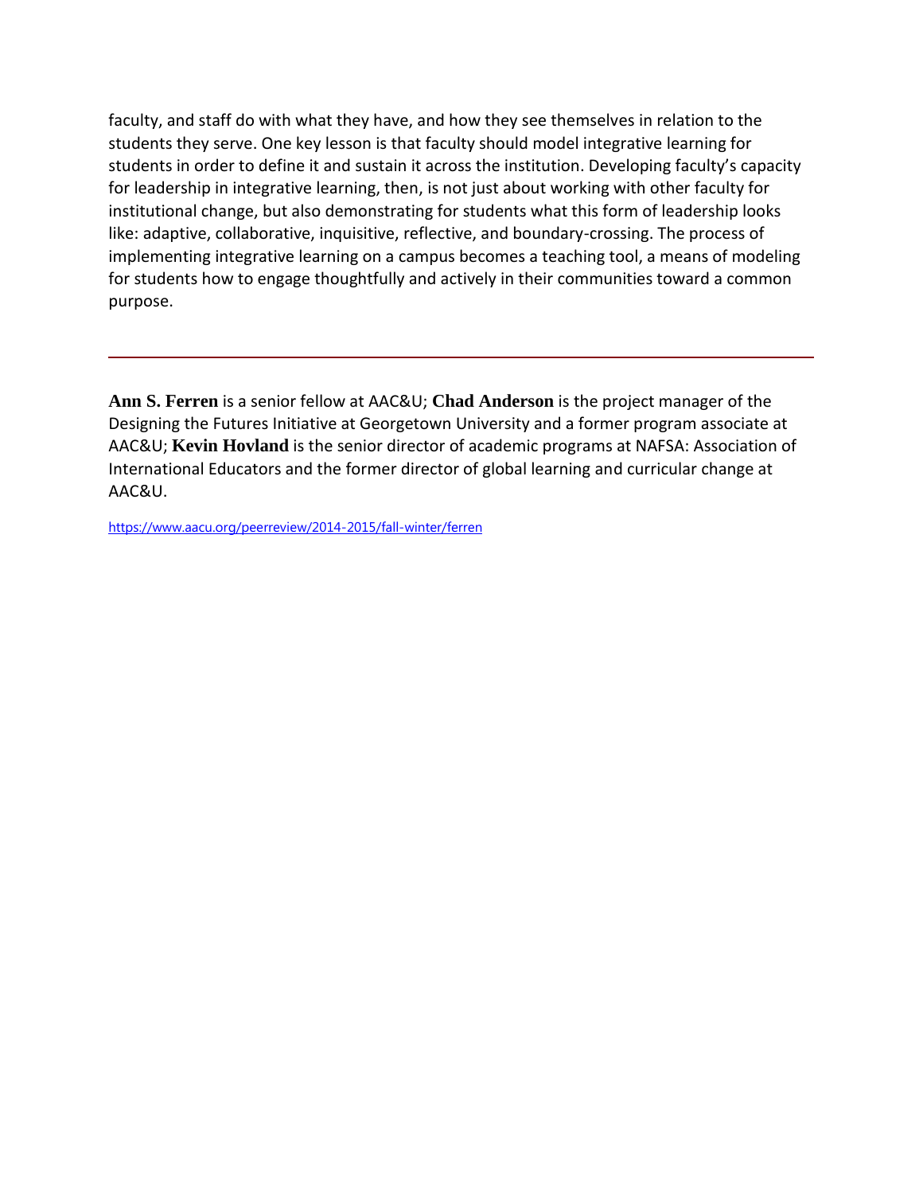faculty, and staff do with what they have, and how they see themselves in relation to the students they serve. One key lesson is that faculty should model integrative learning for students in order to define it and sustain it across the institution. Developing faculty's capacity for leadership in integrative learning, then, is not just about working with other faculty for institutional change, but also demonstrating for students what this form of leadership looks like: adaptive, collaborative, inquisitive, reflective, and boundary-crossing. The process of implementing integrative learning on a campus becomes a teaching tool, a means of modeling for students how to engage thoughtfully and actively in their communities toward a common purpose.

---

**Ann S. Ferren** is a senior fellow at AAC&U; **Chad Anderson** is the project manager of the Designing the Futures Initiative at Georgetown University and a former program associate at AAC&U; **Kevin Hovland** is the senior director of academic programs at NAFSA: Association of International Educators and the former director of global learning and curricular change at AAC&U.

https://www.aacu.org/peerreview/2014-2015/fall-winter/ferren